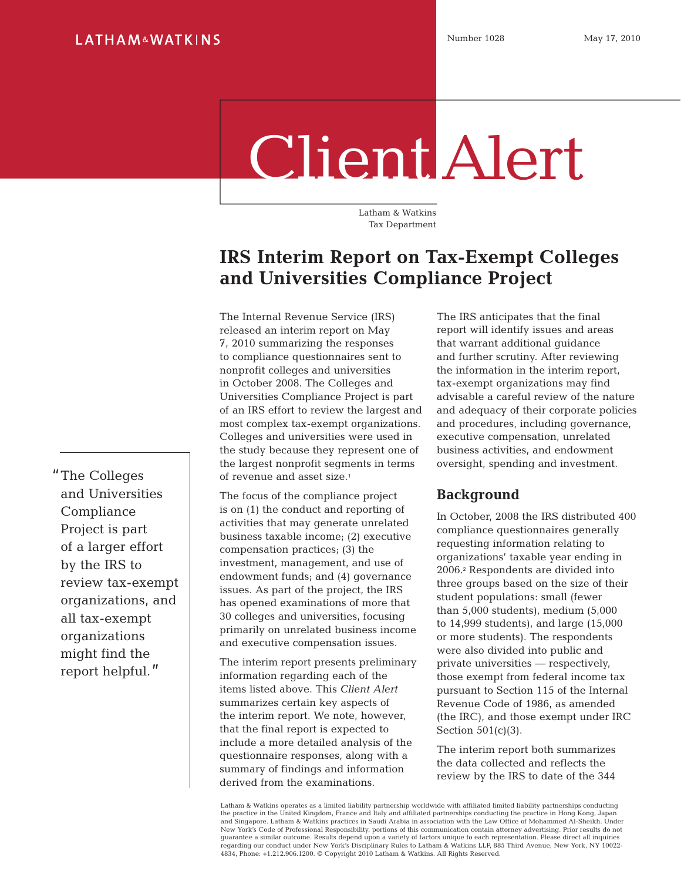LATHAM & WATKINS

Number 1028 May 17, 2010

# Client Alert

Latham & Watkins
Tax Department

## IRS Interim Report on Tax-Exempt Colleges and Universities Compliance Project

"The Colleges and Universities Compliance Project is part of a larger effort by the IRS to review tax-exempt organizations, and all tax-exempt organizations might find the report helpful."

The Internal Revenue Service (IRS) released an interim report on May 7, 2010 summarizing the responses to compliance questionnaires sent to nonprofit colleges and universities in October 2008. The Colleges and Universities Compliance Project is part of an IRS effort to review the largest and most complex tax-exempt organizations. Colleges and universities were used in the study because they represent one of the largest nonprofit segments in terms of revenue and asset size.[1]

The focus of the compliance project is on (1) the conduct and reporting of activities that may generate unrelated business taxable income; (2) executive compensation practices; (3) the investment, management, and use of endowment funds; and (4) governance issues. As part of the project, the IRS has opened examinations of more that 30 colleges and universities, focusing primarily on unrelated business income and executive compensation issues.

The interim report presents preliminary information regarding each of the items listed above. This *Client Alert* summarizes certain key aspects of the interim report. We note, however, that the final report is expected to include a more detailed analysis of the questionnaire responses, along with a summary of findings and information derived from the examinations.

The IRS anticipates that the final report will identify issues and areas that warrant additional guidance and further scrutiny. After reviewing the information in the interim report, tax-exempt organizations may find advisable a careful review of the nature and adequacy of their corporate policies and procedures, including governance, executive compensation, unrelated business activities, and endowment oversight, spending and investment.

### Background

In October, 2008 the IRS distributed 400 compliance questionnaires generally requesting information relating to organizations' taxable year ending in 2006.[2] Respondents are divided into three groups based on the size of their student populations: small (fewer than 5,000 students), medium (5,000 to 14,999 students), and large (15,000 or more students). The respondents were also divided into public and private universities — respectively, those exempt from federal income tax pursuant to Section 115 of the Internal Revenue Code of 1986, as amended (the IRC), and those exempt under IRC Section 501(c)(3).

The interim report both summarizes the data collected and reflects the review by the IRS to date of the 344

Latham & Watkins operates as a limited liability partnership worldwide with affiliated limited liability partnerships conducting the practice in the United Kingdom, France and Italy and affiliated partnerships conducting the practice in Hong Kong, Japan and Singapore. Latham & Watkins practices in Saudi Arabia in association with the Law Office of Mohammed Al-Sheikh. Under New York's Code of Professional Responsibility, portions of this communication contain attorney advertising. Prior results do not guarantee a similar outcome. Results depend upon a variety of factors unique to each representation. Please direct all inquiries regarding our conduct under New York's Disciplinary Rules to Latham & Watkins LLP, 885 Third Avenue, New York, NY 10022-4834, Phone: +1.212.906.1200. © Copyright 2010 Latham & Watkins. All Rights Reserved.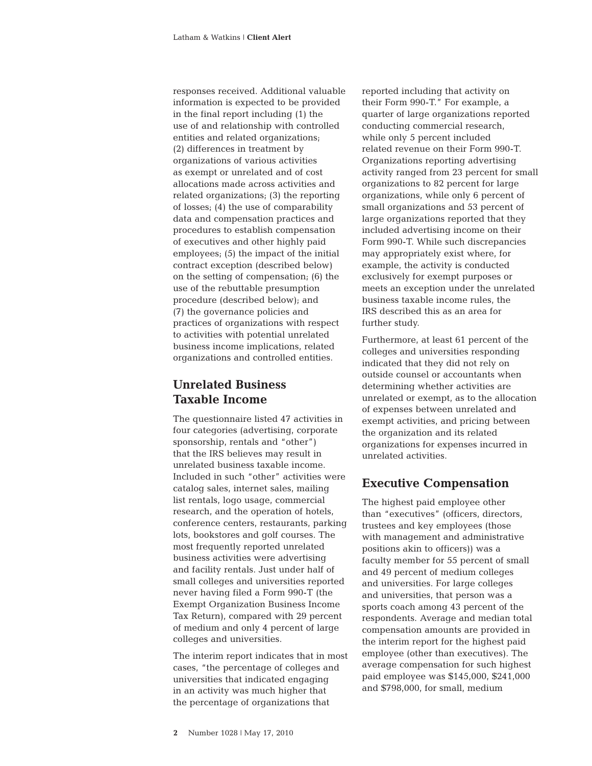responses received. Additional valuable information is expected to be provided in the final report including (1) the use of and relationship with controlled entities and related organizations; (2) differences in treatment by organizations of various activities as exempt or unrelated and of cost allocations made across activities and related organizations; (3) the reporting of losses; (4) the use of comparability data and compensation practices and procedures to establish compensation of executives and other highly paid employees; (5) the impact of the initial contract exception (described below) on the setting of compensation; (6) the use of the rebuttable presumption procedure (described below); and (7) the governance policies and practices of organizations with respect to activities with potential unrelated business income implications, related organizations and controlled entities.

## Unrelated Business Taxable Income

The questionnaire listed 47 activities in four categories (advertising, corporate sponsorship, rentals and "other") that the IRS believes may result in unrelated business taxable income. Included in such "other" activities were catalog sales, internet sales, mailing list rentals, logo usage, commercial research, and the operation of hotels, conference centers, restaurants, parking lots, bookstores and golf courses. The most frequently reported unrelated business activities were advertising and facility rentals. Just under half of small colleges and universities reported never having filed a Form 990-T (the Exempt Organization Business Income Tax Return), compared with 29 percent of medium and only 4 percent of large colleges and universities.

The interim report indicates that in most cases, "the percentage of colleges and universities that indicated engaging in an activity was much higher that the percentage of organizations that reported including that activity on their Form 990-T." For example, a quarter of large organizations reported conducting commercial research, while only 5 percent included related revenue on their Form 990-T. Organizations reporting advertising activity ranged from 23 percent for small organizations to 82 percent for large organizations, while only 6 percent of small organizations and 53 percent of large organizations reported that they included advertising income on their Form 990-T. While such discrepancies may appropriately exist where, for example, the activity is conducted exclusively for exempt purposes or meets an exception under the unrelated business taxable income rules, the IRS described this as an area for further study.

Furthermore, at least 61 percent of the colleges and universities responding indicated that they did not rely on outside counsel or accountants when determining whether activities are unrelated or exempt, as to the allocation of expenses between unrelated and exempt activities, and pricing between the organization and its related organizations for expenses incurred in unrelated activities.

## Executive Compensation

The highest paid employee other than "executives" (officers, directors, trustees and key employees (those with management and administrative positions akin to officers)) was a faculty member for 55 percent of small and 49 percent of medium colleges and universities. For large colleges and universities, that person was a sports coach among 43 percent of the respondents. Average and median total compensation amounts are provided in the interim report for the highest paid employee (other than executives). The average compensation for such highest paid employee was $145,000, $241,000 and $798,000, for small, medium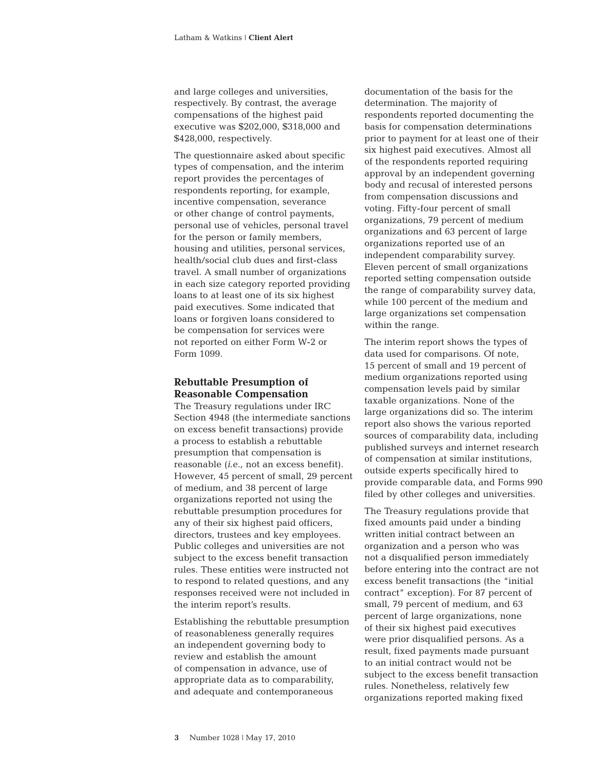and large colleges and universities, respectively. By contrast, the average compensations of the highest paid executive was $202,000, $318,000 and $428,000, respectively.

The questionnaire asked about specific types of compensation, and the interim report provides the percentages of respondents reporting, for example, incentive compensation, severance or other change of control payments, personal use of vehicles, personal travel for the person or family members, housing and utilities, personal services, health/social club dues and first-class travel. A small number of organizations in each size category reported providing loans to at least one of its six highest paid executives. Some indicated that loans or forgiven loans considered to be compensation for services were not reported on either Form W-2 or Form 1099.

### Rebuttable Presumption of Reasonable Compensation

The Treasury regulations under IRC Section 4948 (the intermediate sanctions on excess benefit transactions) provide a process to establish a rebuttable presumption that compensation is reasonable (*i.e.,* not an excess benefit). However, 45 percent of small, 29 percent of medium, and 38 percent of large organizations reported not using the rebuttable presumption procedures for any of their six highest paid officers, directors, trustees and key employees. Public colleges and universities are not subject to the excess benefit transaction rules. These entities were instructed not to respond to related questions, and any responses received were not included in the interim report's results.

Establishing the rebuttable presumption of reasonableness generally requires an independent governing body to review and establish the amount of compensation in advance, use of appropriate data as to comparability, and adequate and contemporaneous documentation of the basis for the determination. The majority of respondents reported documenting the basis for compensation determinations prior to payment for at least one of their six highest paid executives. Almost all of the respondents reported requiring approval by an independent governing body and recusal of interested persons from compensation discussions and voting. Fifty-four percent of small organizations, 79 percent of medium organizations and 63 percent of large organizations reported use of an independent comparability survey. Eleven percent of small organizations reported setting compensation outside the range of comparability survey data, while 100 percent of the medium and large organizations set compensation within the range.

The interim report shows the types of data used for comparisons. Of note, 15 percent of small and 19 percent of medium organizations reported using compensation levels paid by similar taxable organizations. None of the large organizations did so. The interim report also shows the various reported sources of comparability data, including published surveys and internet research of compensation at similar institutions, outside experts specifically hired to provide comparable data, and Forms 990 filed by other colleges and universities.

The Treasury regulations provide that fixed amounts paid under a binding written initial contract between an organization and a person who was not a disqualified person immediately before entering into the contract are not excess benefit transactions (the "initial contract" exception). For 87 percent of small, 79 percent of medium, and 63 percent of large organizations, none of their six highest paid executives were prior disqualified persons. As a result, fixed payments made pursuant to an initial contract would not be subject to the excess benefit transaction rules. Nonetheless, relatively few organizations reported making fixed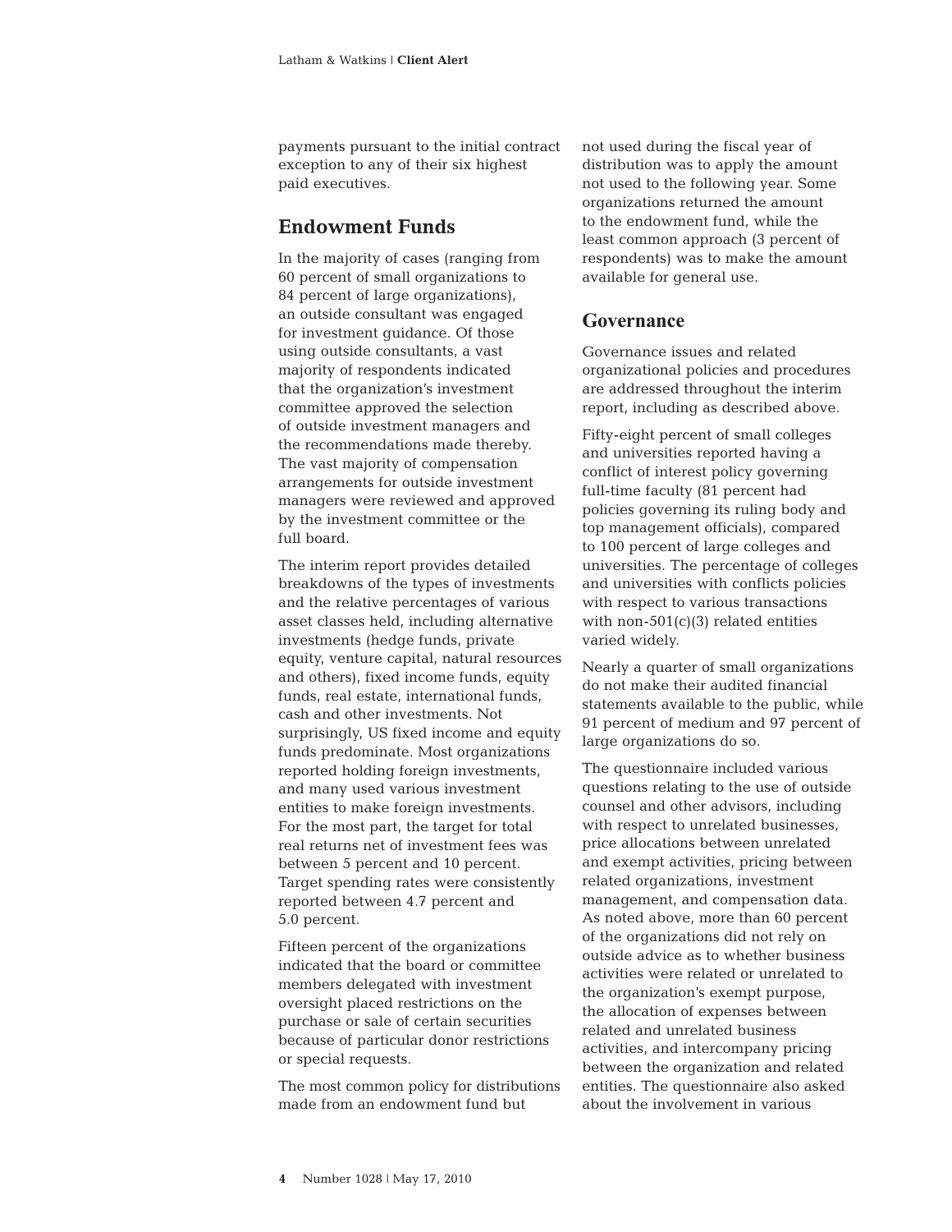payments pursuant to the initial contract exception to any of their six highest paid executives.

## Endowment Funds

In the majority of cases (ranging from 60 percent of small organizations to 84 percent of large organizations), an outside consultant was engaged for investment guidance. Of those using outside consultants, a vast majority of respondents indicated that the organization's investment committee approved the selection of outside investment managers and the recommendations made thereby. The vast majority of compensation arrangements for outside investment managers were reviewed and approved by the investment committee or the full board.

The interim report provides detailed breakdowns of the types of investments and the relative percentages of various asset classes held, including alternative investments (hedge funds, private equity, venture capital, natural resources and others), fixed income funds, equity funds, real estate, international funds, cash and other investments. Not surprisingly, US fixed income and equity funds predominate. Most organizations reported holding foreign investments, and many used various investment entities to make foreign investments. For the most part, the target for total real returns net of investment fees was between 5 percent and 10 percent. Target spending rates were consistently reported between 4.7 percent and 5.0 percent.

Fifteen percent of the organizations indicated that the board or committee members delegated with investment oversight placed restrictions on the purchase or sale of certain securities because of particular donor restrictions or special requests.

The most common policy for distributions made from an endowment fund but not used during the fiscal year of distribution was to apply the amount not used to the following year. Some organizations returned the amount to the endowment fund, while the least common approach (3 percent of respondents) was to make the amount available for general use.

## Governance

Governance issues and related organizational policies and procedures are addressed throughout the interim report, including as described above.

Fifty-eight percent of small colleges and universities reported having a conflict of interest policy governing full-time faculty (81 percent had policies governing its ruling body and top management officials), compared to 100 percent of large colleges and universities. The percentage of colleges and universities with conflicts policies with respect to various transactions with non-501(c)(3) related entities varied widely.

Nearly a quarter of small organizations do not make their audited financial statements available to the public, while 91 percent of medium and 97 percent of large organizations do so.

The questionnaire included various questions relating to the use of outside counsel and other advisors, including with respect to unrelated businesses, price allocations between unrelated and exempt activities, pricing between related organizations, investment management, and compensation data. As noted above, more than 60 percent of the organizations did not rely on outside advice as to whether business activities were related or unrelated to the organization's exempt purpose, the allocation of expenses between related and unrelated business activities, and intercompany pricing between the organization and related entities. The questionnaire also asked about the involvement in various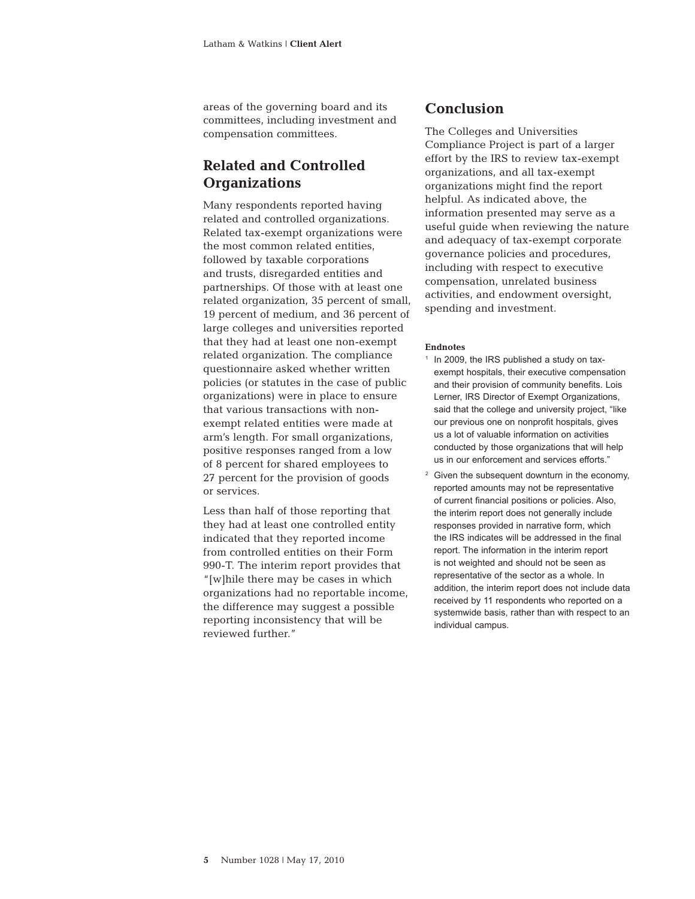areas of the governing board and its committees, including investment and compensation committees.

## Related and Controlled Organizations

Many respondents reported having related and controlled organizations. Related tax-exempt organizations were the most common related entities, followed by taxable corporations and trusts, disregarded entities and partnerships. Of those with at least one related organization, 35 percent of small, 19 percent of medium, and 36 percent of large colleges and universities reported that they had at least one non-exempt related organization. The compliance questionnaire asked whether written policies (or statutes in the case of public organizations) were in place to ensure that various transactions with non-exempt related entities were made at arm's length. For small organizations, positive responses ranged from a low of 8 percent for shared employees to 27 percent for the provision of goods or services.

Less than half of those reporting that they had at least one controlled entity indicated that they reported income from controlled entities on their Form 990-T. The interim report provides that "[w]hile there may be cases in which organizations had no reportable income, the difference may suggest a possible reporting inconsistency that will be reviewed further."

## Conclusion

The Colleges and Universities Compliance Project is part of a larger effort by the IRS to review tax-exempt organizations, and all tax-exempt organizations might find the report helpful. As indicated above, the information presented may serve as a useful guide when reviewing the nature and adequacy of tax-exempt corporate governance policies and procedures, including with respect to executive compensation, unrelated business activities, and endowment oversight, spending and investment.

#### Endnotes

[1] In 2009, the IRS published a study on tax-exempt hospitals, their executive compensation and their provision of community benefits. Lois Lerner, IRS Director of Exempt Organizations, said that the college and university project, "like our previous one on nonprofit hospitals, gives us a lot of valuable information on activities conducted by those organizations that will help us in our enforcement and services efforts."

[2] Given the subsequent downturn in the economy, reported amounts may not be representative of current financial positions or policies. Also, the interim report does not generally include responses provided in narrative form, which the IRS indicates will be addressed in the final report. The information in the interim report is not weighted and should not be seen as representative of the sector as a whole. In addition, the interim report does not include data received by 11 respondents who reported on a systemwide basis, rather than with respect to an individual campus.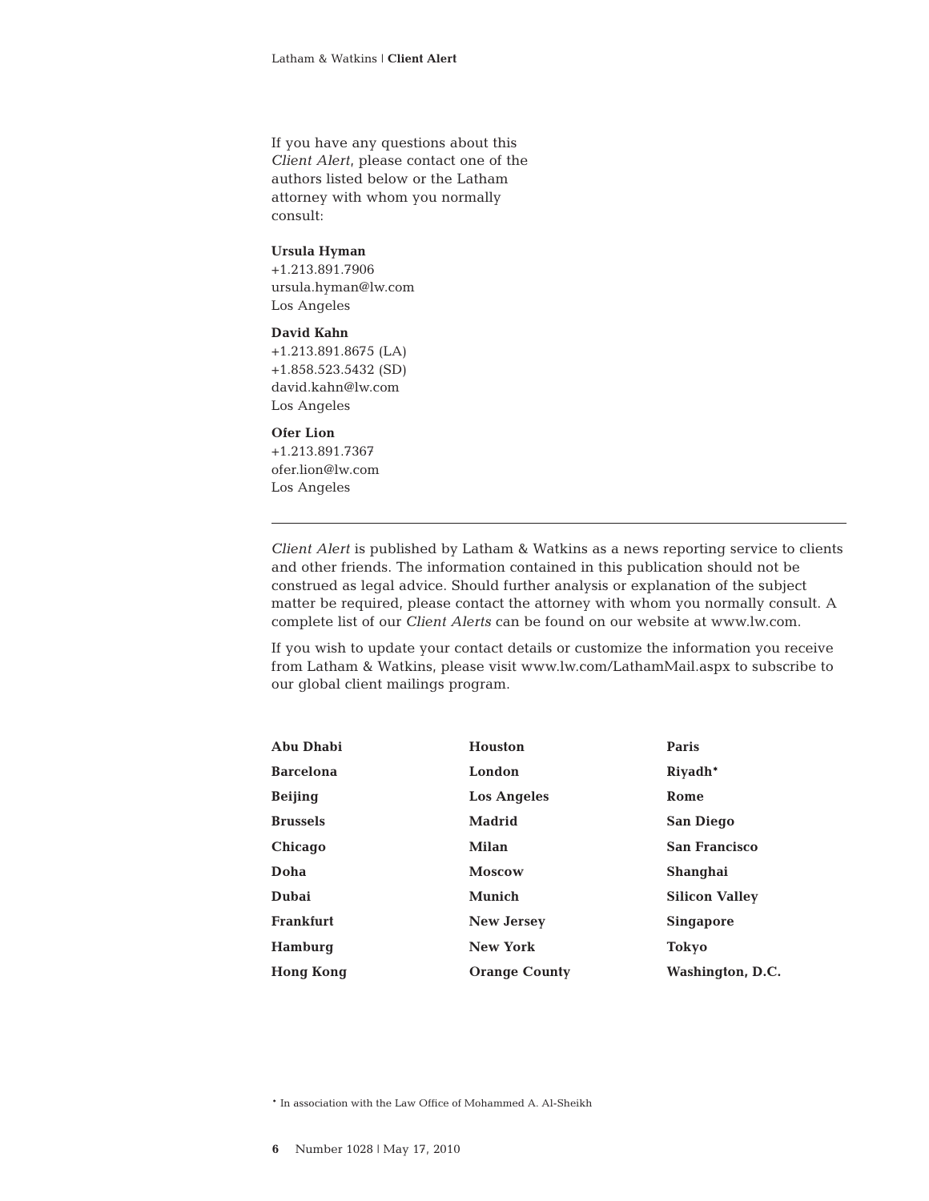If you have any questions about this *Client Alert*, please contact one of the authors listed below or the Latham attorney with whom you normally consult:

**Ursula Hyman**
+1.213.891.7906
ursula.hyman@lw.com
Los Angeles

**David Kahn**
+1.213.891.8675 (LA)
+1.858.523.5432 (SD)
david.kahn@lw.com
Los Angeles

**Ofer Lion**
+1.213.891.7367
ofer.lion@lw.com
Los Angeles

---

*Client Alert* is published by Latham & Watkins as a news reporting service to clients and other friends. The information contained in this publication should not be construed as legal advice. Should further analysis or explanation of the subject matter be required, please contact the attorney with whom you normally consult. A complete list of our *Client Alerts* can be found on our website at www.lw.com.

If you wish to update your contact details or customize the information you receive from Latham & Watkins, please visit www.lw.com/LathamMail.aspx to subscribe to our global client mailings program.

| | | |
|---|---|---|
| **Abu Dhabi** | **Houston** | **Paris** |
| **Barcelona** | **London** | **Riyadh*** |
| **Beijing** | **Los Angeles** | **Rome** |
| **Brussels** | **Madrid** | **San Diego** |
| **Chicago** | **Milan** | **San Francisco** |
| **Doha** | **Moscow** | **Shanghai** |
| **Dubai** | **Munich** | **Silicon Valley** |
| **Frankfurt** | **New Jersey** | **Singapore** |
| **Hamburg** | **New York** | **Tokyo** |
| **Hong Kong** | **Orange County** | **Washington, D.C.** |

\* In association with the Law Office of Mohammed A. Al-Sheikh